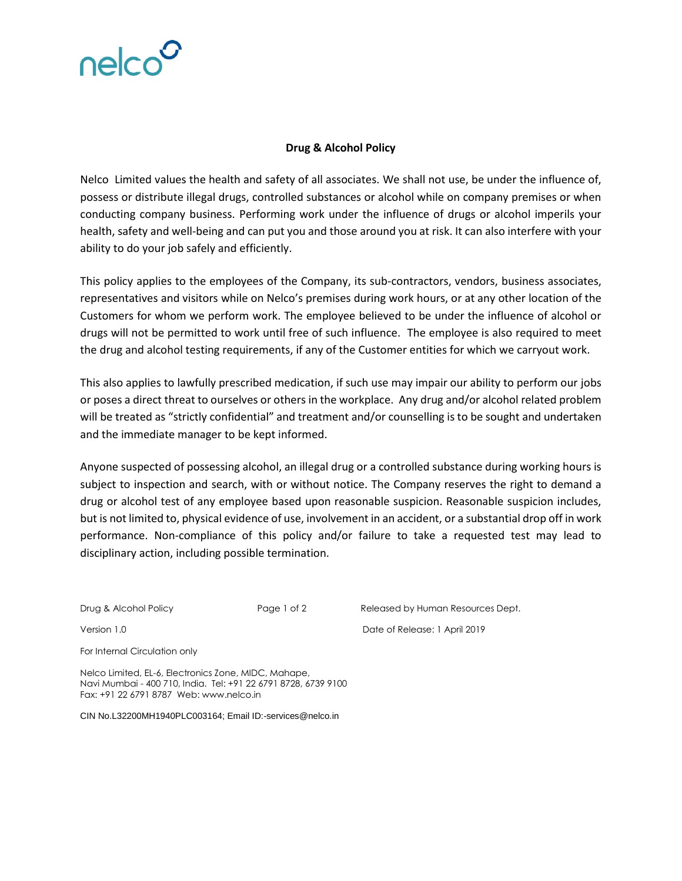# Drug & Alcohol Policy

Nelco Limited values the health and safety of all associates. We shall not use, be under the influence of, possess or distribute illegal drugs, controlled substances or alcohol while on company premises or when conducting company business. Performing work under the influence of drugs or alcohol imperils your health, safety and well-being and can put you and those around you at risk. It can also interfere with your ability to do your job safely and efficiently.

This policy applies to the employees of the Company, its sub-contractors, vendors, business associates, representatives and visitors while on Nelco's premises during work hours, or at any other location of the Customers for whom we perform work. The employee believed to be under the influence of alcohol or drugs will not be permitted to work until free of such influence. The employee is also required to meet the drug and alcohol testing requirements, if any of the Customer entities for which we carryout work.

This also applies to lawfully prescribed medication, if such use may impair our ability to perform our jobs or poses a direct threat to ourselves or others in the workplace. Any drug and/or alcohol related problem will be treated as "strictly confidential" and treatment and/or counselling is to be sought and undertaken and the immediate manager to be kept informed.

Anyone suspected of possessing alcohol, an illegal drug or a controlled substance during working hours is subject to inspection and search, with or without notice. The Company reserves the right to demand a drug or alcohol test of any employee based upon reasonable suspicion. Reasonable suspicion includes, but is not limited to, physical evidence of use, involvement in an accident, or a substantial drop off in work performance. Non-compliance of this policy and/or failure to take a requested test may lead to disciplinary action, including possible termination.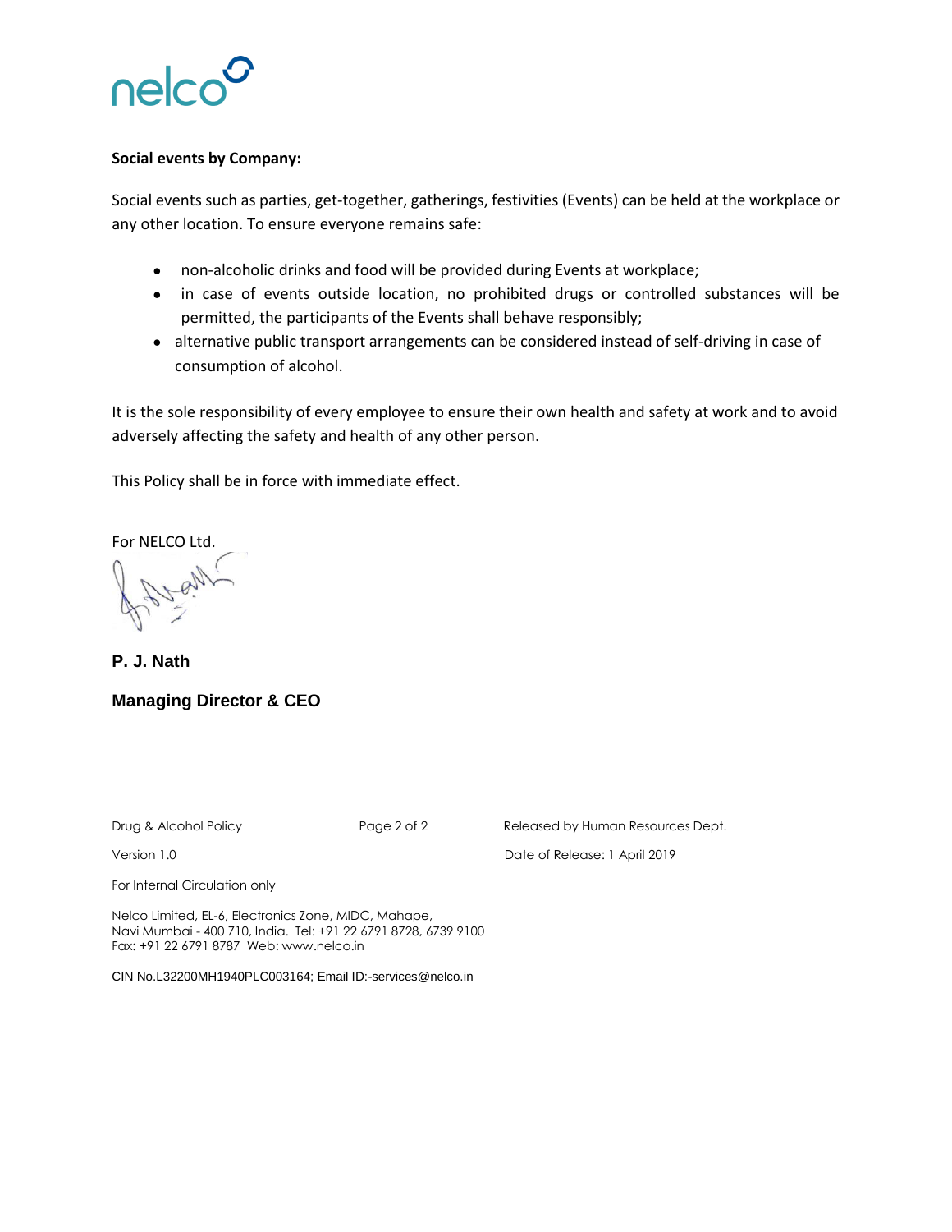**Social events by Company:**

Social events such as parties, get-together, gatherings, festivities (Events) can be held at the workplace or any other location. To ensure everyone remains safe:

- non-alcoholic drinks and food will be provided during Events at workplace;
- in case of events outside location, no prohibited drugs or controlled substances will be permitted, the participants of the Events shall behave responsibly;
- alternative public transport arrangements can be considered instead of self-driving in case of consumption of alcohol.

It is the sole responsibility of every employee to ensure their own health and safety at work and to avoid adversely affecting the safety and health of any other person.

This Policy shall be in force with immediate effect.

For NELCO Ltd.

**P. J. Nath**

**Managing Director & CEO**

Drug & Alcohol Policy

Released by Human Resources Dept.

Version 1.0

Date of Release: 1 April 2019

For Internal Circulation only

Nelco Limited, EL-6, Electronics Zone, MIDC, Mahape,
Navi Mumbai - 400 710, India. Tel: +91 22 6791 8728, 6739 9100
Fax: +91 22 6791 8787 Web: www.nelco.in

CIN No.L32200MH1940PLC003164; Email ID:-services@nelco.in